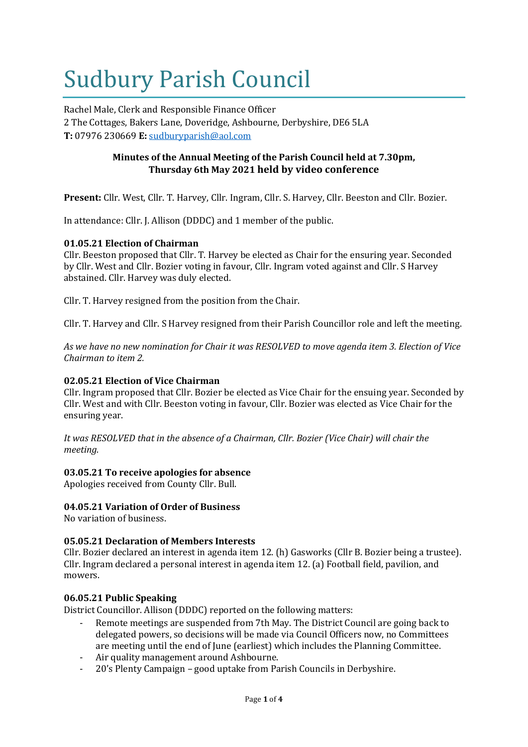# Sudbury Parish Council

Rachel Male, Clerk and Responsible Finance Officer
2 The Cottages, Bakers Lane, Doveridge, Ashbourne, Derbyshire, DE6 5LA
**T:** 07976 230669 **E:** sudburyparish@aol.com

**Minutes of the Annual Meeting of the Parish Council held at 7.30pm, Thursday 6th May 2021 held by video conference**

**Present:** Cllr. West, Cllr. T. Harvey, Cllr. Ingram, Cllr. S. Harvey, Cllr. Beeston and Cllr. Bozier.

In attendance: Cllr. J. Allison (DDDC) and 1 member of the public.

**01.05.21 Election of Chairman**
Cllr. Beeston proposed that Cllr. T. Harvey be elected as Chair for the ensuring year. Seconded by Cllr. West and Cllr. Bozier voting in favour, Cllr. Ingram voted against and Cllr. S Harvey abstained. Cllr. Harvey was duly elected.

Cllr. T. Harvey resigned from the position from the Chair.

Cllr. T. Harvey and Cllr. S Harvey resigned from their Parish Councillor role and left the meeting.

*As we have no new nomination for Chair it was RESOLVED to move agenda item 3. Election of Vice Chairman to item 2.*

**02.05.21 Election of Vice Chairman**
Cllr. Ingram proposed that Cllr. Bozier be elected as Vice Chair for the ensuring year. Seconded by Cllr. West and with Cllr. Beeston voting in favour, Cllr. Bozier was elected as Vice Chair for the ensuring year.

*It was RESOLVED that in the absence of a Chairman, Cllr. Bozier (Vice Chair) will chair the meeting.*

**03.05.21 To receive apologies for absence**
Apologies received from County Cllr. Bull.

**04.05.21 Variation of Order of Business**
No variation of business.

**05.05.21 Declaration of Members Interests**
Cllr. Bozier declared an interest in agenda item 12. (h) Gasworks (Cllr B. Bozier being a trustee). Cllr. Ingram declared a personal interest in agenda item 12. (a) Football field, pavilion, and mowers.

**06.05.21 Public Speaking**
District Councillor. Allison (DDDC) reported on the following matters:

- Remote meetings are suspended from 7th May. The District Council are going back to delegated powers, so decisions will be made via Council Officers now, no Committees are meeting until the end of June (earliest) which includes the Planning Committee.
- Air quality management around Ashbourne.
- 20's Plenty Campaign – good uptake from Parish Councils in Derbyshire.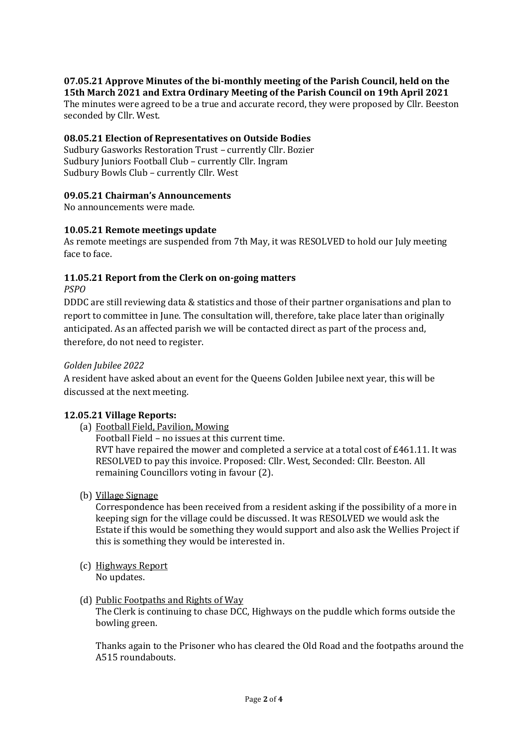**07.05.21 Approve Minutes of the bi-monthly meeting of the Parish Council, held on the 15th March 2021 and Extra Ordinary Meeting of the Parish Council on 19th April 2021**
The minutes were agreed to be a true and accurate record, they were proposed by Cllr. Beeston seconded by Cllr. West.

**08.05.21 Election of Representatives on Outside Bodies**
Sudbury Gasworks Restoration Trust – currently Cllr. Bozier
Sudbury Juniors Football Club – currently Cllr. Ingram
Sudbury Bowls Club – currently Cllr. West

**09.05.21 Chairman's Announcements**
No announcements were made.

**10.05.21 Remote meetings update**
As remote meetings are suspended from 7th May, it was RESOLVED to hold our July meeting face to face.

**11.05.21 Report from the Clerk on on-going matters**
*PSPO*
DDDC are still reviewing data & statistics and those of their partner organisations and plan to report to committee in June. The consultation will, therefore, take place later than originally anticipated. As an affected parish we will be contacted direct as part of the process and, therefore, do not need to register.

*Golden Jubilee 2022*
A resident have asked about an event for the Queens Golden Jubilee next year, this will be discussed at the next meeting.

**12.05.21 Village Reports:**

(a) Football Field, Pavilion, Mowing
Football Field – no issues at this current time.
RVT have repaired the mower and completed a service at a total cost of £461.11. It was RESOLVED to pay this invoice. Proposed: Cllr. West, Seconded: Cllr. Beeston. All remaining Councillors voting in favour (2).

(b) Village Signage
Correspondence has been received from a resident asking if the possibility of a more in keeping sign for the village could be discussed. It was RESOLVED we would ask the Estate if this would be something they would support and also ask the Wellies Project if this is something they would be interested in.

(c) Highways Report
No updates.

(d) Public Footpaths and Rights of Way
The Clerk is continuing to chase DCC, Highways on the puddle which forms outside the bowling green.

Thanks again to the Prisoner who has cleared the Old Road and the footpaths around the A515 roundabouts.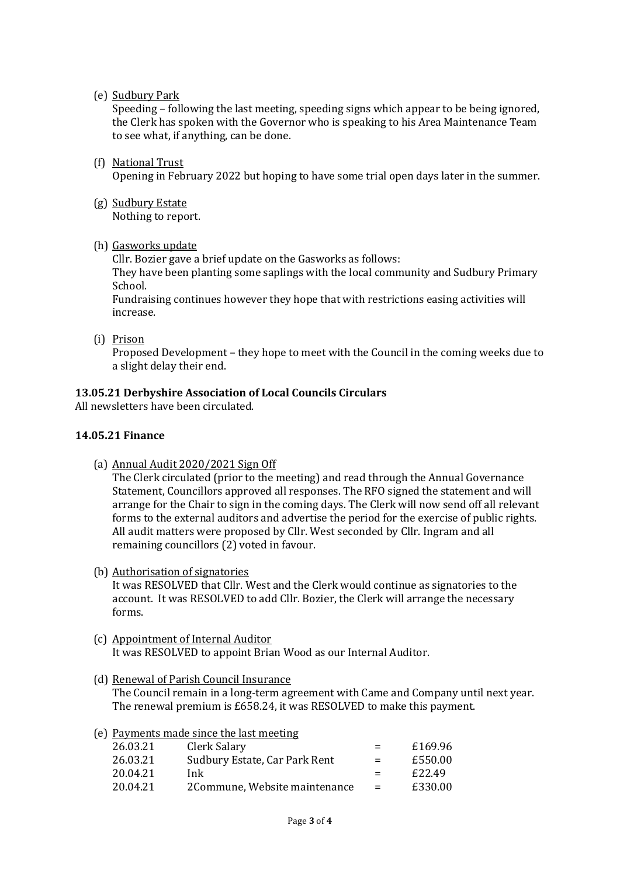(e) Sudbury Park

Speeding – following the last meeting, speeding signs which appear to be being ignored, the Clerk has spoken with the Governor who is speaking to his Area Maintenance Team to see what, if anything, can be done.

(f) National Trust

Opening in February 2022 but hoping to have some trial open days later in the summer.

(g) Sudbury Estate

Nothing to report.

(h) Gasworks update

Cllr. Bozier gave a brief update on the Gasworks as follows:
They have been planting some saplings with the local community and Sudbury Primary School.
Fundraising continues however they hope that with restrictions easing activities will increase.

(i) Prison

Proposed Development – they hope to meet with the Council in the coming weeks due to a slight delay their end.

**13.05.21 Derbyshire Association of Local Councils Circulars**

All newsletters have been circulated.

**14.05.21 Finance**

(a) Annual Audit 2020/2021 Sign Off

The Clerk circulated (prior to the meeting) and read through the Annual Governance Statement, Councillors approved all responses. The RFO signed the statement and will arrange for the Chair to sign in the coming days. The Clerk will now send off all relevant forms to the external auditors and advertise the period for the exercise of public rights. All audit matters were proposed by Cllr. West seconded by Cllr. Ingram and all remaining councillors (2) voted in favour.

(b) Authorisation of signatories

It was RESOLVED that Cllr. West and the Clerk would continue as signatories to the account. It was RESOLVED to add Cllr. Bozier, the Clerk will arrange the necessary forms.

(c) Appointment of Internal Auditor

It was RESOLVED to appoint Brian Wood as our Internal Auditor.

(d) Renewal of Parish Council Insurance

The Council remain in a long-term agreement with Came and Company until next year. The renewal premium is £658.24, it was RESOLVED to make this payment.

(e) Payments made since the last meeting

| | | | |
|---|---|---|---|
| 26.03.21 | Clerk Salary | = | £169.96 |
| 26.03.21 | Sudbury Estate, Car Park Rent | = | £550.00 |
| 20.04.21 | Ink | = | £22.49 |
| 20.04.21 | 2Commune, Website maintenance | = | £330.00 |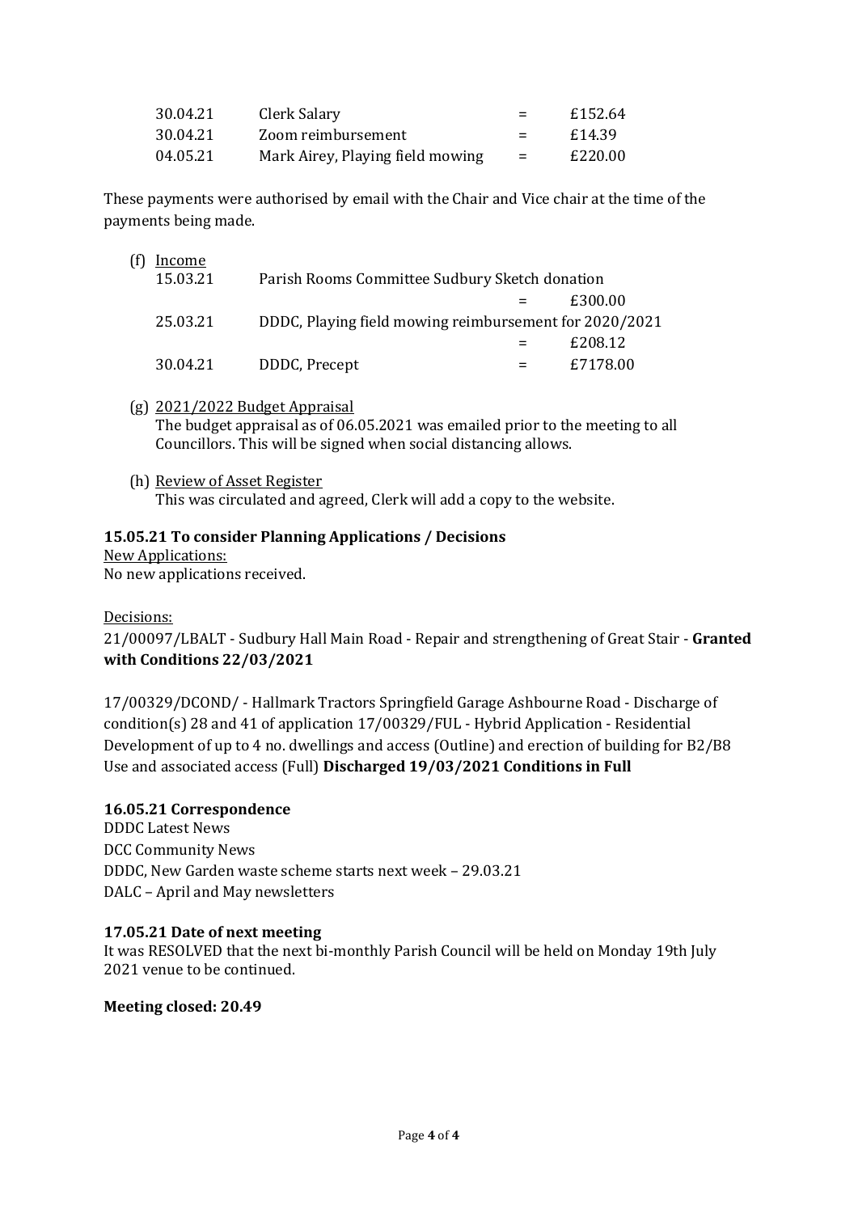| | | | |
|---|---|---|---|
| 30.04.21 | Clerk Salary | = | £152.64 |
| 30.04.21 | Zoom reimbursement | = | £14.39 |
| 04.05.21 | Mark Airey, Playing field mowing | = | £220.00 |

These payments were authorised by email with the Chair and Vice chair at the time of the payments being made.

(f) Income

| | | | |
|---|---|---|---|
| 15.03.21 | Parish Rooms Committee Sudbury Sketch donation | | |
| | | = | £300.00 |
| 25.03.21 | DDDC, Playing field mowing reimbursement for 2020/2021 | | |
| | | = | £208.12 |
| 30.04.21 | DDDC, Precept | = | £7178.00 |

(g) 2021/2022 Budget Appraisal
The budget appraisal as of 06.05.2021 was emailed prior to the meeting to all Councillors. This will be signed when social distancing allows.

(h) Review of Asset Register
This was circulated and agreed, Clerk will add a copy to the website.

**15.05.21 To consider Planning Applications / Decisions**

New Applications:
No new applications received.

Decisions:

21/00097/LBALT - Sudbury Hall Main Road - Repair and strengthening of Great Stair - **Granted with Conditions 22/03/2021**

17/00329/DCOND/ - Hallmark Tractors Springfield Garage Ashbourne Road - Discharge of condition(s) 28 and 41 of application 17/00329/FUL - Hybrid Application - Residential Development of up to 4 no. dwellings and access (Outline) and erection of building for B2/B8 Use and associated access (Full) **Discharged 19/03/2021 Conditions in Full**

**16.05.21 Correspondence**

DDDC Latest News
DCC Community News
DDDC, New Garden waste scheme starts next week – 29.03.21
DALC – April and May newsletters

**17.05.21 Date of next meeting**

It was RESOLVED that the next bi-monthly Parish Council will be held on Monday 19th July 2021 venue to be continued.

**Meeting closed: 20.49**